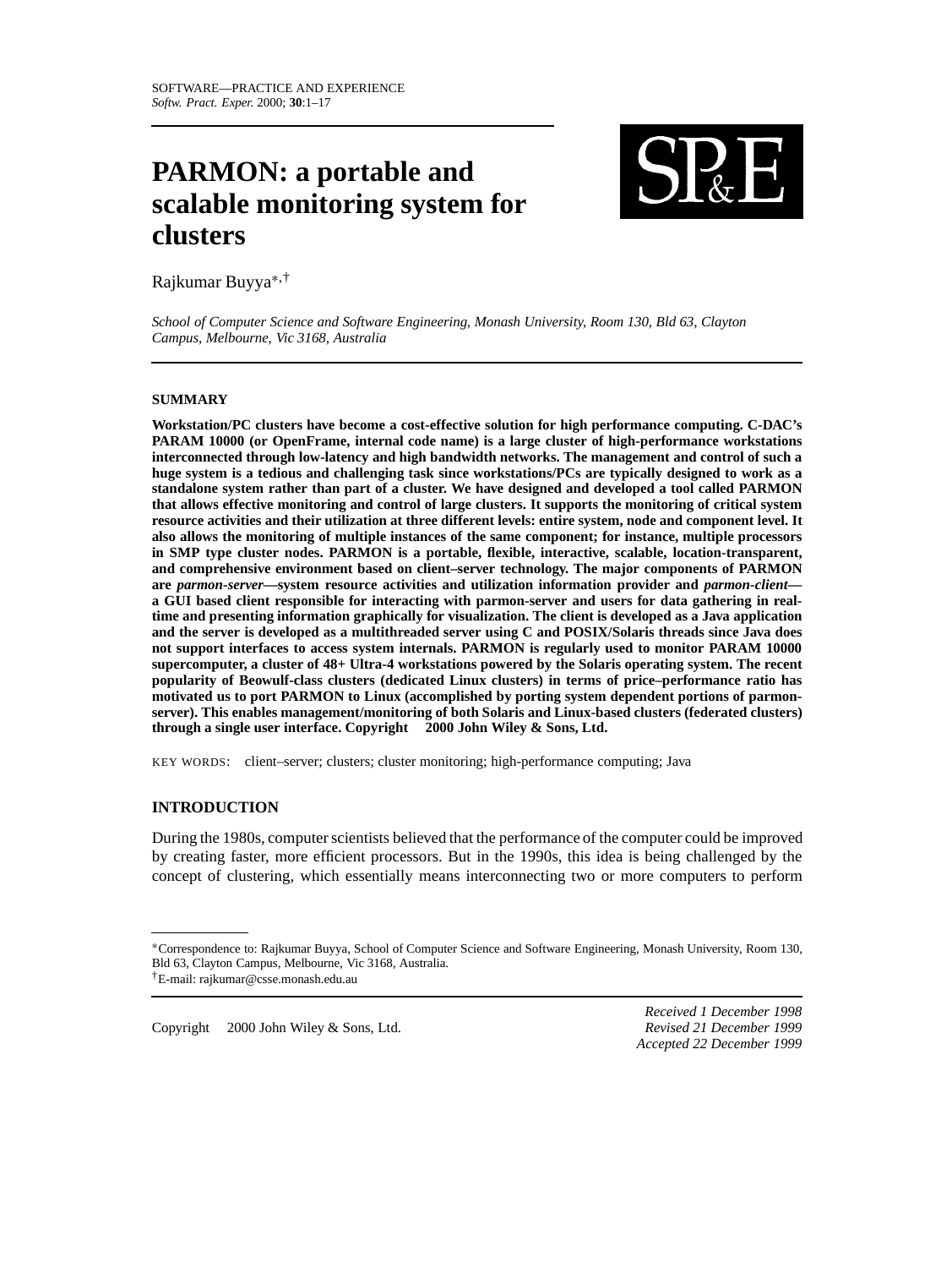# PARMON: a portable and scalable monitoring system for clusters

Rajkumar Buyya*,†

*School of Computer Science and Software Engineering, Monash University, Room 130, Bld 63, Clayton Campus, Melbourne, Vic 3168, Australia*

## SUMMARY

**Workstation/PC clusters have become a cost-effective solution for high performance computing. C-DAC's PARAM 10000 (or OpenFrame, internal code name) is a large cluster of high-performance workstations interconnected through low-latency and high bandwidth networks. The management and control of such a huge system is a tedious and challenging task since workstations/PCs are typically designed to work as a standalone system rather than part of a cluster. We have designed and developed a tool called PARMON that allows effective monitoring and control of large clusters. It supports the monitoring of critical system resource activities and their utilization at three different levels: entire system, node and component level. It also allows the monitoring of multiple instances of the same component; for instance, multiple processors in SMP type cluster nodes. PARMON is a portable, flexible, interactive, scalable, location-transparent, and comprehensive environment based on client–server technology. The major components of PARMON are *parmon-server*—system resource activities and utilization information provider and *parmon-client*—a GUI based client responsible for interacting with parmon-server and users for data gathering in real-time and presenting information graphically for visualization. The client is developed as a Java application and the server is developed as a multithreaded server using C and POSIX/Solaris threads since Java does not support interfaces to access system internals. PARMON is regularly used to monitor PARAM 10000 supercomputer, a cluster of 48+ Ultra-4 workstations powered by the Solaris operating system. The recent popularity of Beowulf-class clusters (dedicated Linux clusters) in terms of price–performance ratio has motivated us to port PARMON to Linux (accomplished by porting system dependent portions of parmon-server). This enables management/monitoring of both Solaris and Linux-based clusters (federated clusters) through a single user interface. Copyright © 2000 John Wiley & Sons, Ltd.**

KEY WORDS: client–server; clusters; cluster monitoring; high-performance computing; Java

## INTRODUCTION

During the 1980s, computer scientists believed that the performance of the computer could be improved by creating faster, more efficient processors. But in the 1990s, this idea is being challenged by the concept of clustering, which essentially means interconnecting two or more computers to perform

---

*Correspondence to: Rajkumar Buyya, School of Computer Science and Software Engineering, Monash University, Room 130, Bld 63, Clayton Campus, Melbourne, Vic 3168, Australia.

†E-mail: rajkumar@csse.monash.edu.au

Copyright © 2000 John Wiley & Sons, Ltd.

*Received 1 December 1998*
*Revised 21 December 1999*
*Accepted 22 December 1999*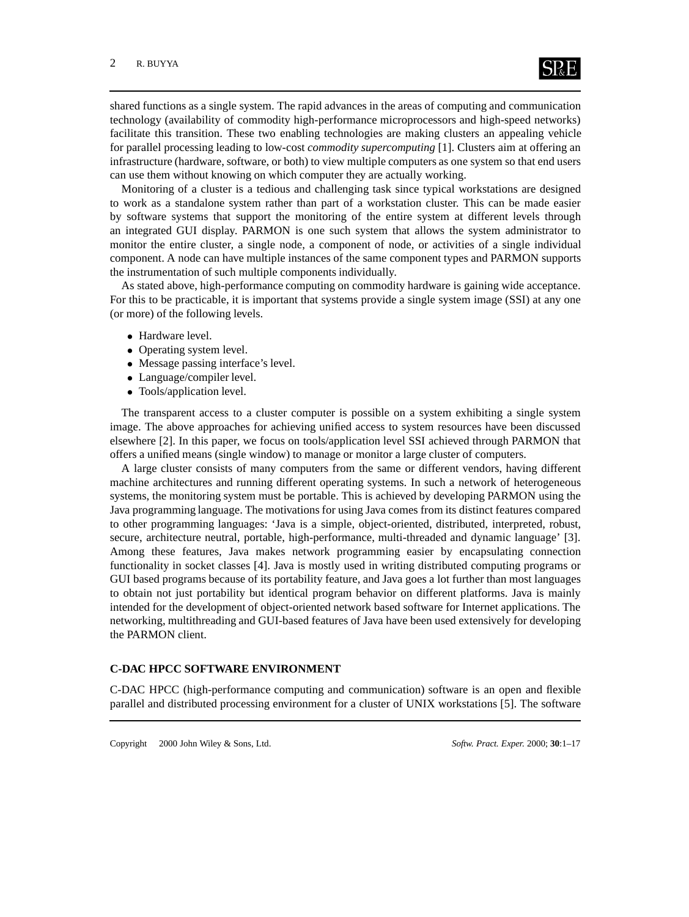shared functions as a single system. The rapid advances in the areas of computing and communication technology (availability of commodity high-performance microprocessors and high-speed networks) facilitate this transition. These two enabling technologies are making clusters an appealing vehicle for parallel processing leading to low-cost *commodity supercomputing* [1]. Clusters aim at offering an infrastructure (hardware, software, or both) to view multiple computers as one system so that end users can use them without knowing on which computer they are actually working.

Monitoring of a cluster is a tedious and challenging task since typical workstations are designed to work as a standalone system rather than part of a workstation cluster. This can be made easier by software systems that support the monitoring of the entire system at different levels through an integrated GUI display. PARMON is one such system that allows the system administrator to monitor the entire cluster, a single node, a component of node, or activities of a single individual component. A node can have multiple instances of the same component types and PARMON supports the instrumentation of such multiple components individually.

As stated above, high-performance computing on commodity hardware is gaining wide acceptance. For this to be practicable, it is important that systems provide a single system image (SSI) at any one (or more) of the following levels.

- Hardware level.
- Operating system level.
- Message passing interface's level.
- Language/compiler level.
- Tools/application level.

The transparent access to a cluster computer is possible on a system exhibiting a single system image. The above approaches for achieving unified access to system resources have been discussed elsewhere [2]. In this paper, we focus on tools/application level SSI achieved through PARMON that offers a unified means (single window) to manage or monitor a large cluster of computers.

A large cluster consists of many computers from the same or different vendors, having different machine architectures and running different operating systems. In such a network of heterogeneous systems, the monitoring system must be portable. This is achieved by developing PARMON using the Java programming language. The motivations for using Java comes from its distinct features compared to other programming languages: 'Java is a simple, object-oriented, distributed, interpreted, robust, secure, architecture neutral, portable, high-performance, multi-threaded and dynamic language' [3]. Among these features, Java makes network programming easier by encapsulating connection functionality in socket classes [4]. Java is mostly used in writing distributed computing programs or GUI based programs because of its portability feature, and Java goes a lot further than most languages to obtain not just portability but identical program behavior on different platforms. Java is mainly intended for the development of object-oriented network based software for Internet applications. The networking, multithreading and GUI-based features of Java have been used extensively for developing the PARMON client.

## C-DAC HPCC SOFTWARE ENVIRONMENT

C-DAC HPCC (high-performance computing and communication) software is an open and flexible parallel and distributed processing environment for a cluster of UNIX workstations [5]. The software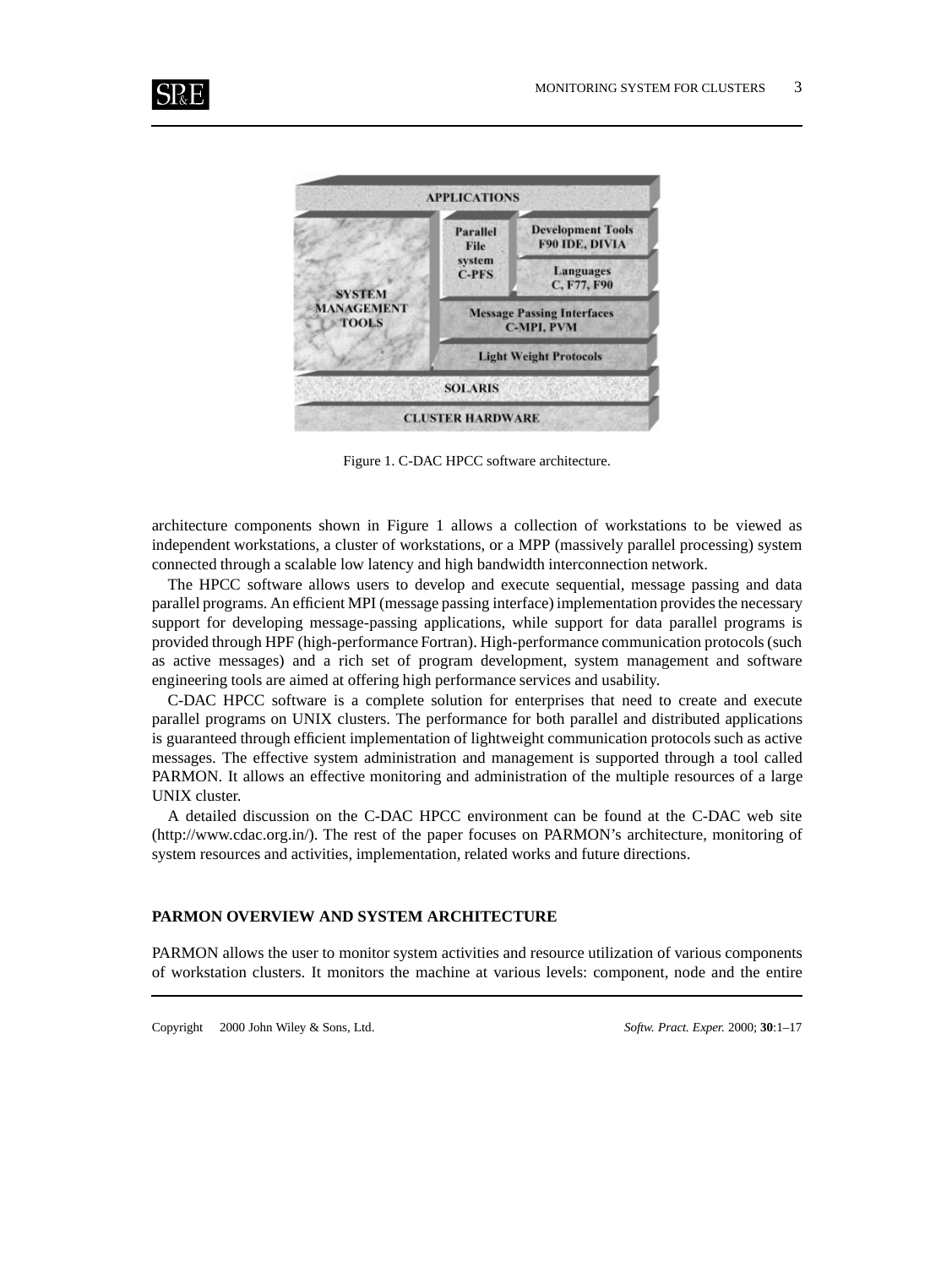Figure 1. C-DAC HPCC software architecture.

architecture components shown in Figure 1 allows a collection of workstations to be viewed as independent workstations, a cluster of workstations, or a MPP (massively parallel processing) system connected through a scalable low latency and high bandwidth interconnection network.

The HPCC software allows users to develop and execute sequential, message passing and data parallel programs. An efficient MPI (message passing interface) implementation provides the necessary support for developing message-passing applications, while support for data parallel programs is provided through HPF (high-performance Fortran). High-performance communication protocols (such as active messages) and a rich set of program development, system management and software engineering tools are aimed at offering high performance services and usability.

C-DAC HPCC software is a complete solution for enterprises that need to create and execute parallel programs on UNIX clusters. The performance for both parallel and distributed applications is guaranteed through efficient implementation of lightweight communication protocols such as active messages. The effective system administration and management is supported through a tool called PARMON. It allows an effective monitoring and administration of the multiple resources of a large UNIX cluster.

A detailed discussion on the C-DAC HPCC environment can be found at the C-DAC web site (http://www.cdac.org.in/). The rest of the paper focuses on PARMON's architecture, monitoring of system resources and activities, implementation, related works and future directions.

## PARMON OVERVIEW AND SYSTEM ARCHITECTURE

PARMON allows the user to monitor system activities and resource utilization of various components of workstation clusters. It monitors the machine at various levels: component, node and the entire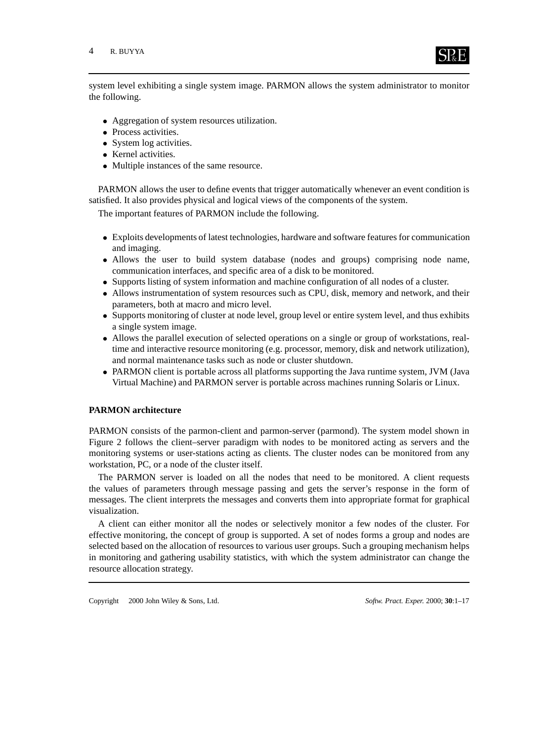system level exhibiting a single system image. PARMON allows the system administrator to monitor the following.

- Aggregation of system resources utilization.
- Process activities.
- System log activities.
- Kernel activities.
- Multiple instances of the same resource.

PARMON allows the user to define events that trigger automatically whenever an event condition is satisfied. It also provides physical and logical views of the components of the system.

The important features of PARMON include the following.

- Exploits developments of latest technologies, hardware and software features for communication and imaging.
- Allows the user to build system database (nodes and groups) comprising node name, communication interfaces, and specific area of a disk to be monitored.
- Supports listing of system information and machine configuration of all nodes of a cluster.
- Allows instrumentation of system resources such as CPU, disk, memory and network, and their parameters, both at macro and micro level.
- Supports monitoring of cluster at node level, group level or entire system level, and thus exhibits a single system image.
- Allows the parallel execution of selected operations on a single or group of workstations, real-time and interactive resource monitoring (e.g. processor, memory, disk and network utilization), and normal maintenance tasks such as node or cluster shutdown.
- PARMON client is portable across all platforms supporting the Java runtime system, JVM (Java Virtual Machine) and PARMON server is portable across machines running Solaris or Linux.

### PARMON architecture

PARMON consists of the parmon-client and parmon-server (parmond). The system model shown in Figure 2 follows the client–server paradigm with nodes to be monitored acting as servers and the monitoring systems or user-stations acting as clients. The cluster nodes can be monitored from any workstation, PC, or a node of the cluster itself.

The PARMON server is loaded on all the nodes that need to be monitored. A client requests the values of parameters through message passing and gets the server's response in the form of messages. The client interprets the messages and converts them into appropriate format for graphical visualization.

A client can either monitor all the nodes or selectively monitor a few nodes of the cluster. For effective monitoring, the concept of group is supported. A set of nodes forms a group and nodes are selected based on the allocation of resources to various user groups. Such a grouping mechanism helps in monitoring and gathering usability statistics, with which the system administrator can change the resource allocation strategy.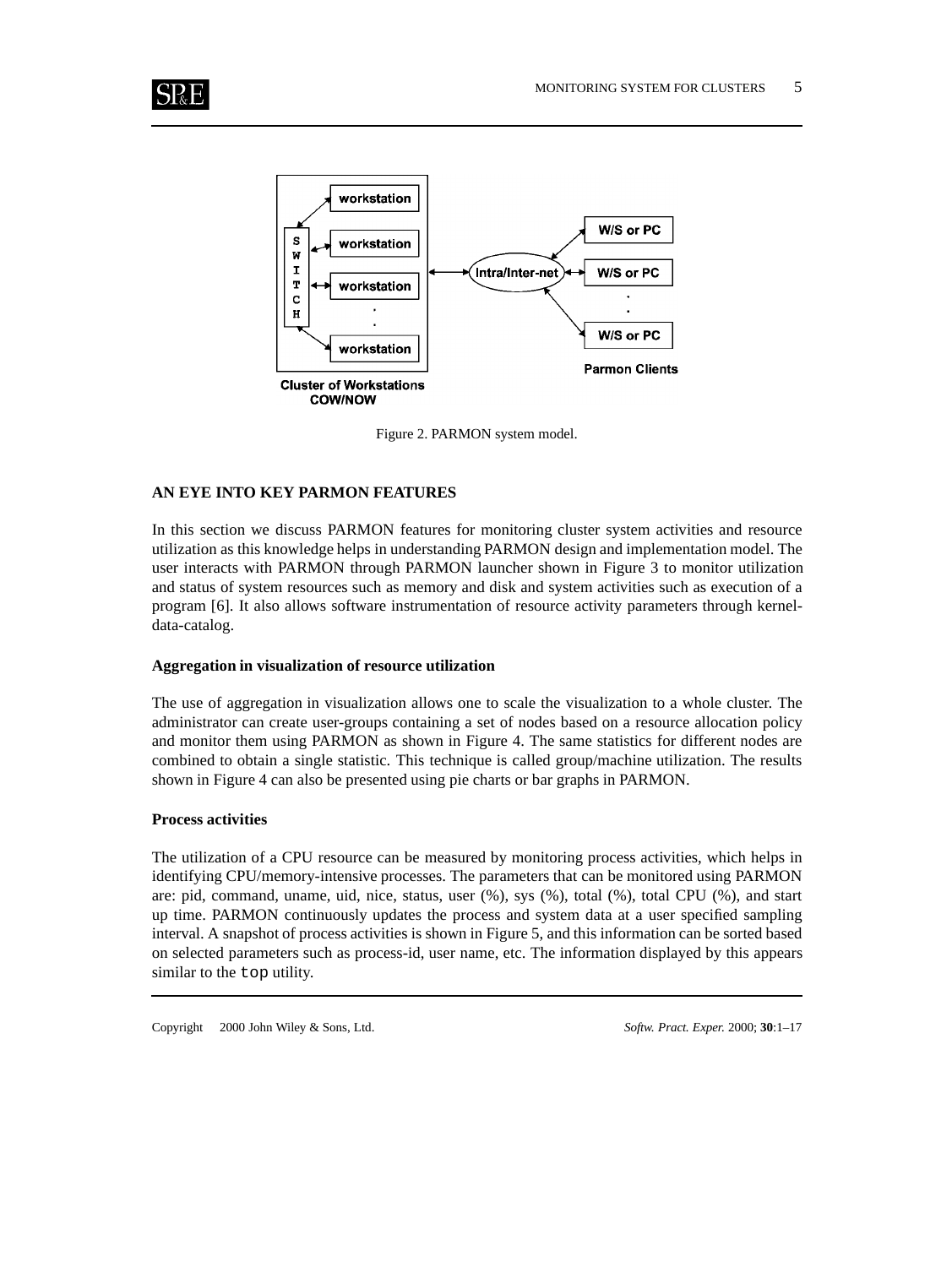Figure 2. PARMON system model.

## AN EYE INTO KEY PARMON FEATURES

In this section we discuss PARMON features for monitoring cluster system activities and resource utilization as this knowledge helps in understanding PARMON design and implementation model. The user interacts with PARMON through PARMON launcher shown in Figure 3 to monitor utilization and status of system resources such as memory and disk and system activities such as execution of a program [6]. It also allows software instrumentation of resource activity parameters through kernel-data-catalog.

### Aggregation in visualization of resource utilization

The use of aggregation in visualization allows one to scale the visualization to a whole cluster. The administrator can create user-groups containing a set of nodes based on a resource allocation policy and monitor them using PARMON as shown in Figure 4. The same statistics for different nodes are combined to obtain a single statistic. This technique is called group/machine utilization. The results shown in Figure 4 can also be presented using pie charts or bar graphs in PARMON.

### Process activities

The utilization of a CPU resource can be measured by monitoring process activities, which helps in identifying CPU/memory-intensive processes. The parameters that can be monitored using PARMON are: pid, command, uname, uid, nice, status, user (%), sys (%), total (%), total CPU (%), and start up time. PARMON continuously updates the process and system data at a user specified sampling interval. A snapshot of process activities is shown in Figure 5, and this information can be sorted based on selected parameters such as process-id, user name, etc. The information displayed by this appears similar to the `top` utility.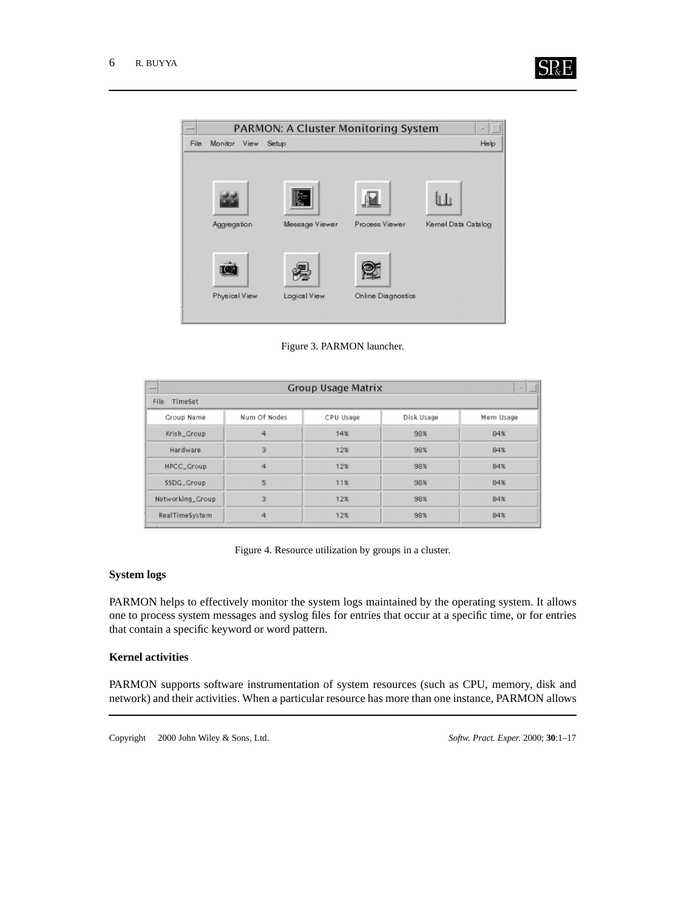Figure 3. PARMON launcher.

Figure 4. Resource utilization by groups in a cluster.

**System logs**

PARMON helps to effectively monitor the system logs maintained by the operating system. It allows one to process system messages and syslog files for entries that occur at a specific time, or for entries that contain a specific keyword or word pattern.

**Kernel activities**

PARMON supports software instrumentation of system resources (such as CPU, memory, disk and network) and their activities. When a particular resource has more than one instance, PARMON allows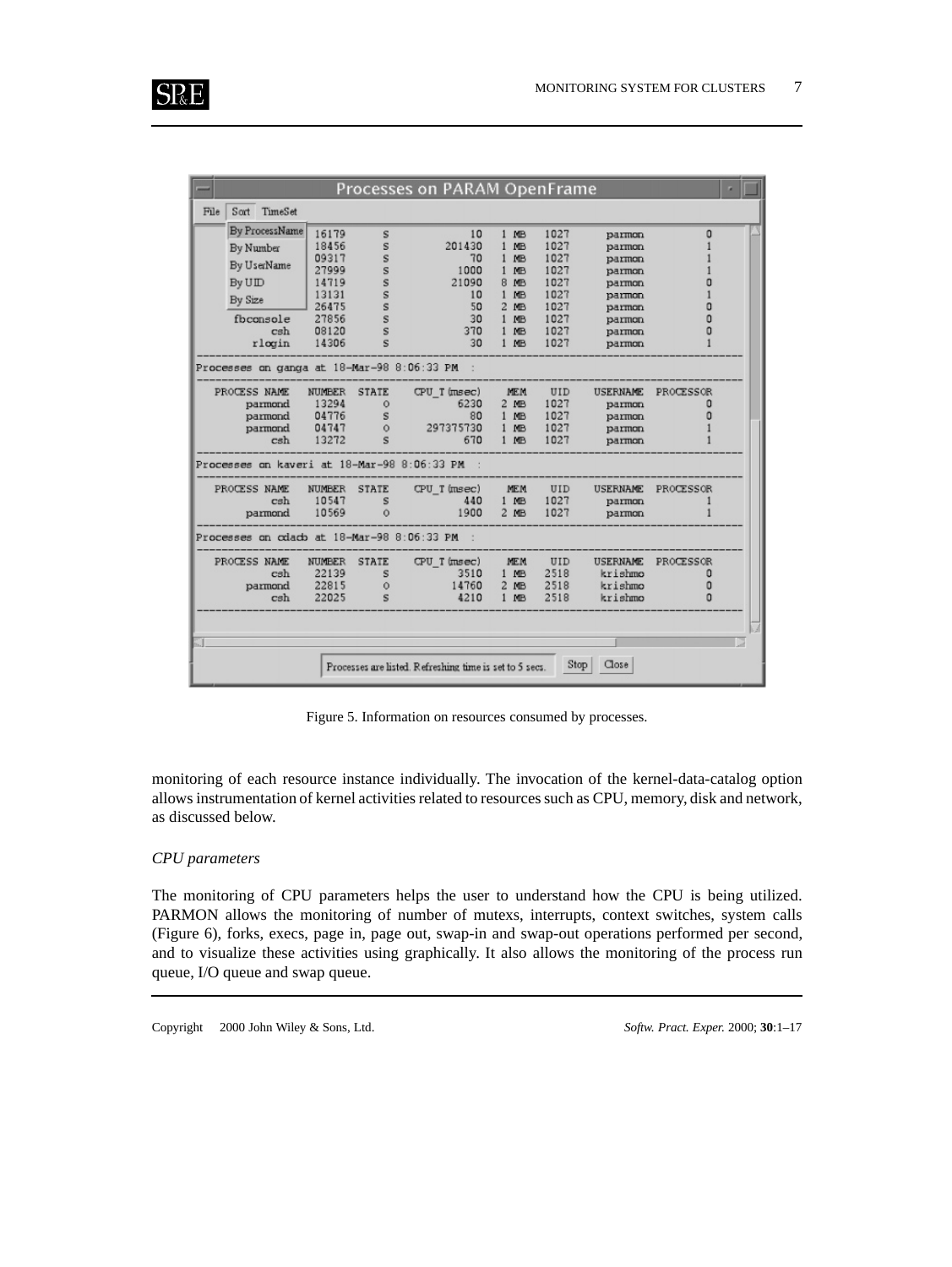Figure 5. Information on resources consumed by processes.

monitoring of each resource instance individually. The invocation of the kernel-data-catalog option allows instrumentation of kernel activities related to resources such as CPU, memory, disk and network, as discussed below.

*CPU parameters*

The monitoring of CPU parameters helps the user to understand how the CPU is being utilized. PARMON allows the monitoring of number of mutexs, interrupts, context switches, system calls (Figure 6), forks, execs, page in, page out, swap-in and swap-out operations performed per second, and to visualize these activities using graphically. It also allows the monitoring of the process run queue, I/O queue and swap queue.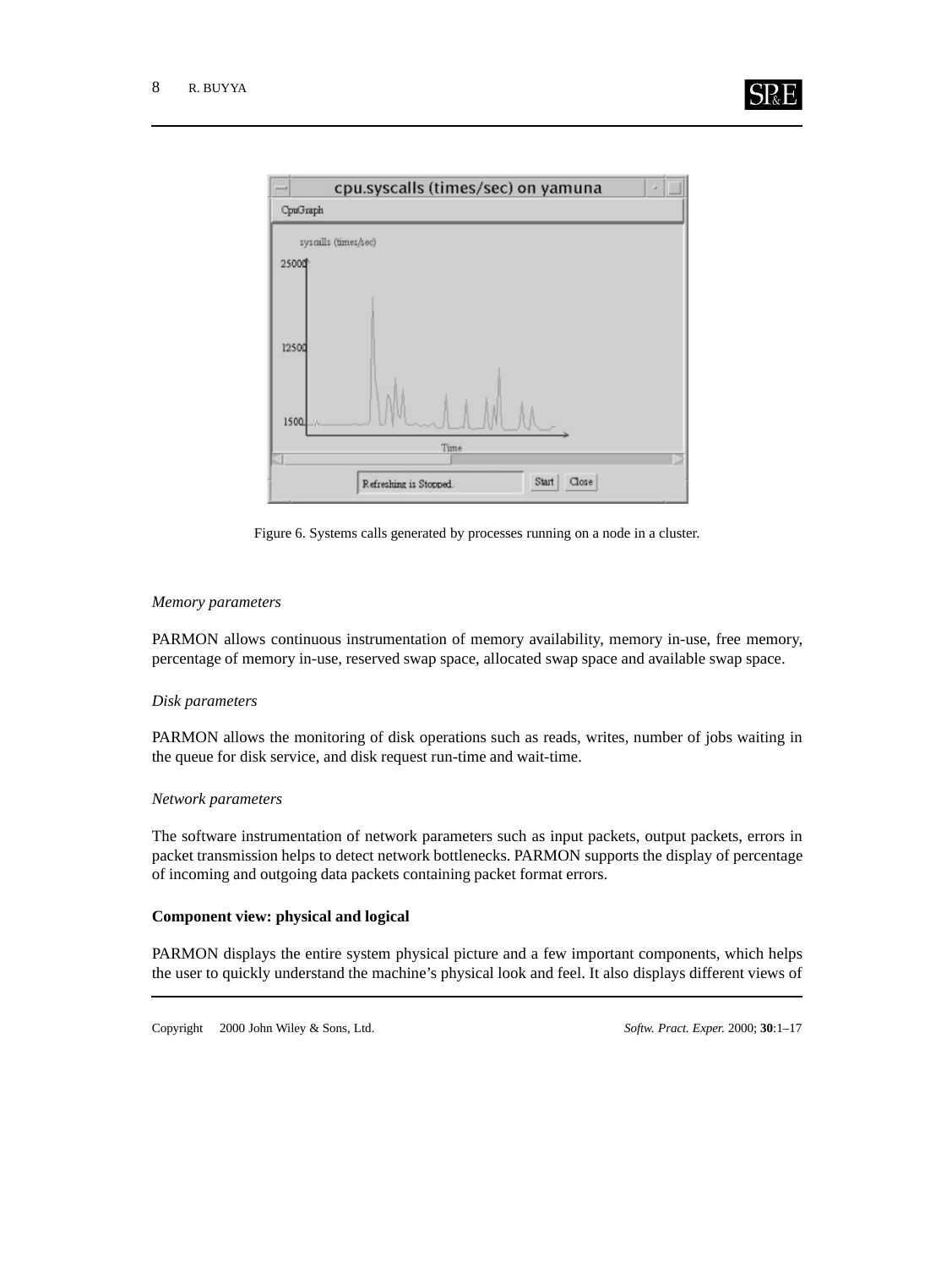Figure 6. Systems calls generated by processes running on a node in a cluster.

*Memory parameters*

PARMON allows continuous instrumentation of memory availability, memory in-use, free memory, percentage of memory in-use, reserved swap space, allocated swap space and available swap space.

*Disk parameters*

PARMON allows the monitoring of disk operations such as reads, writes, number of jobs waiting in the queue for disk service, and disk request run-time and wait-time.

*Network parameters*

The software instrumentation of network parameters such as input packets, output packets, errors in packet transmission helps to detect network bottlenecks. PARMON supports the display of percentage of incoming and outgoing data packets containing packet format errors.

**Component view: physical and logical**

PARMON displays the entire system physical picture and a few important components, which helps the user to quickly understand the machine's physical look and feel. It also displays different views of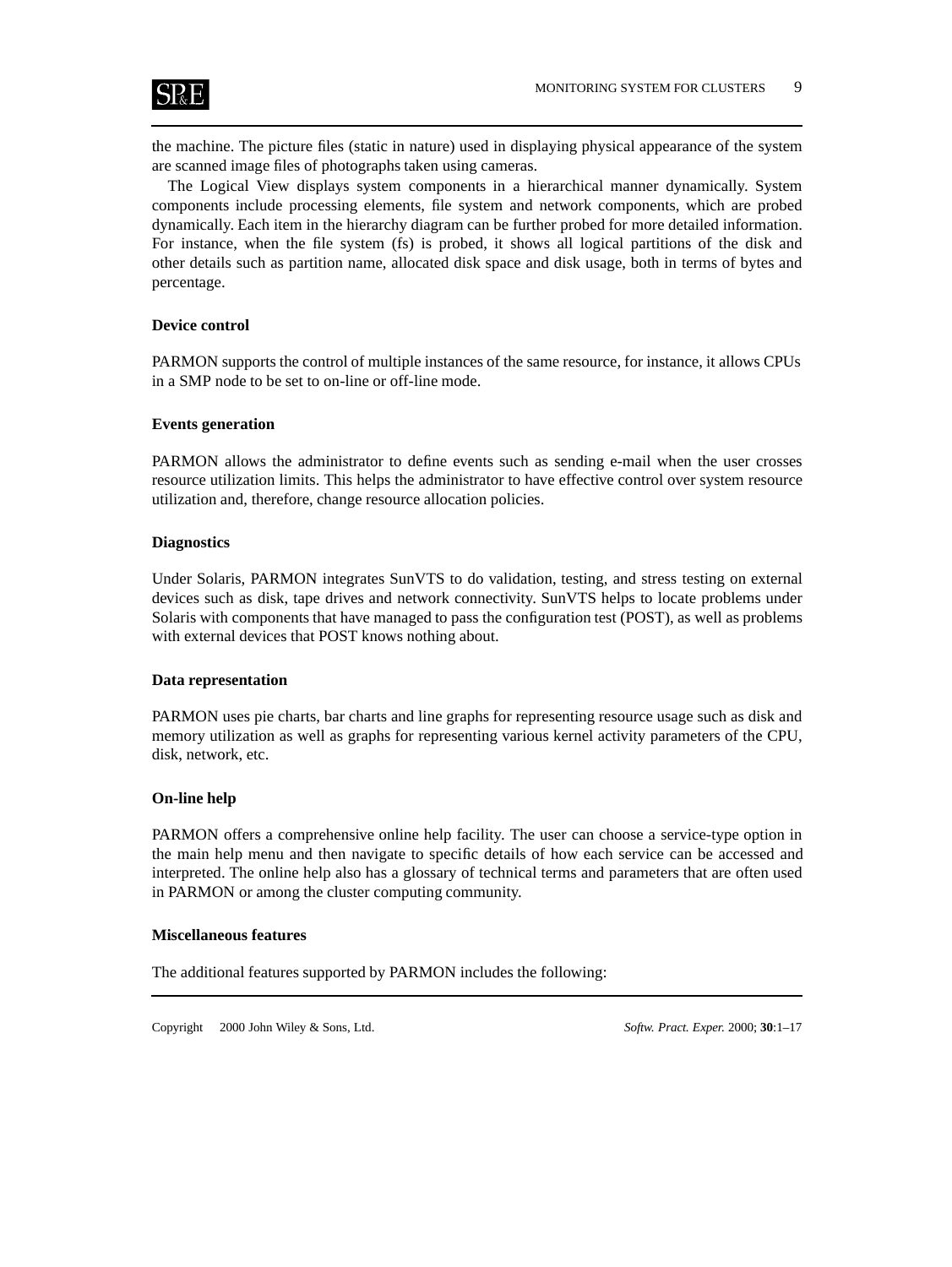the machine. The picture files (static in nature) used in displaying physical appearance of the system are scanned image files of photographs taken using cameras.

The Logical View displays system components in a hierarchical manner dynamically. System components include processing elements, file system and network components, which are probed dynamically. Each item in the hierarchy diagram can be further probed for more detailed information. For instance, when the file system (fs) is probed, it shows all logical partitions of the disk and other details such as partition name, allocated disk space and disk usage, both in terms of bytes and percentage.

**Device control**

PARMON supports the control of multiple instances of the same resource, for instance, it allows CPUs in a SMP node to be set to on-line or off-line mode.

**Events generation**

PARMON allows the administrator to define events such as sending e-mail when the user crosses resource utilization limits. This helps the administrator to have effective control over system resource utilization and, therefore, change resource allocation policies.

**Diagnostics**

Under Solaris, PARMON integrates SunVTS to do validation, testing, and stress testing on external devices such as disk, tape drives and network connectivity. SunVTS helps to locate problems under Solaris with components that have managed to pass the configuration test (POST), as well as problems with external devices that POST knows nothing about.

**Data representation**

PARMON uses pie charts, bar charts and line graphs for representing resource usage such as disk and memory utilization as well as graphs for representing various kernel activity parameters of the CPU, disk, network, etc.

**On-line help**

PARMON offers a comprehensive online help facility. The user can choose a service-type option in the main help menu and then navigate to specific details of how each service can be accessed and interpreted. The online help also has a glossary of technical terms and parameters that are often used in PARMON or among the cluster computing community.

**Miscellaneous features**

The additional features supported by PARMON includes the following: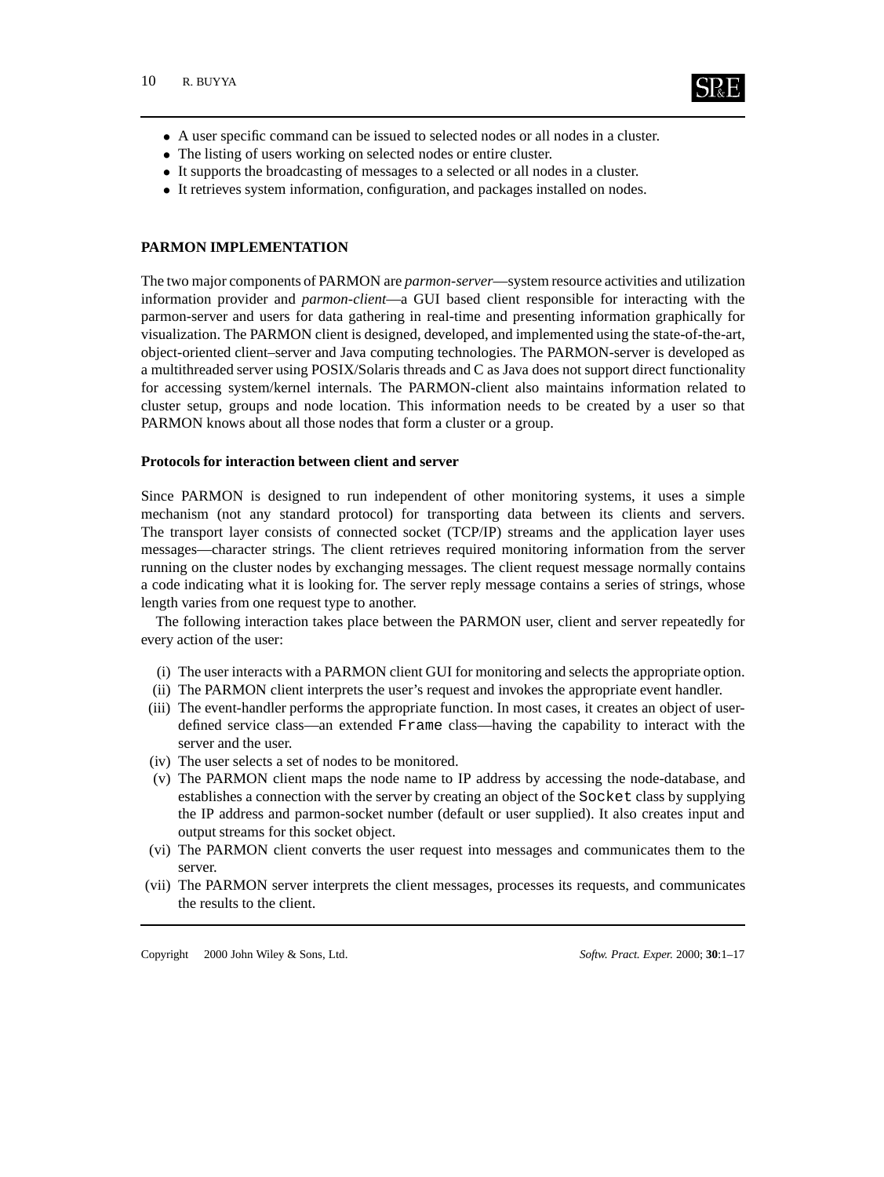- A user specific command can be issued to selected nodes or all nodes in a cluster.
- The listing of users working on selected nodes or entire cluster.
- It supports the broadcasting of messages to a selected or all nodes in a cluster.
- It retrieves system information, configuration, and packages installed on nodes.

## PARMON IMPLEMENTATION

The two major components of PARMON are *parmon-server*—system resource activities and utilization information provider and *parmon-client*—a GUI based client responsible for interacting with the parmon-server and users for data gathering in real-time and presenting information graphically for visualization. The PARMON client is designed, developed, and implemented using the state-of-the-art, object-oriented client–server and Java computing technologies. The PARMON-server is developed as a multithreaded server using POSIX/Solaris threads and C as Java does not support direct functionality for accessing system/kernel internals. The PARMON-client also maintains information related to cluster setup, groups and node location. This information needs to be created by a user so that PARMON knows about all those nodes that form a cluster or a group.

### Protocols for interaction between client and server

Since PARMON is designed to run independent of other monitoring systems, it uses a simple mechanism (not any standard protocol) for transporting data between its clients and servers. The transport layer consists of connected socket (TCP/IP) streams and the application layer uses messages—character strings. The client retrieves required monitoring information from the server running on the cluster nodes by exchanging messages. The client request message normally contains a code indicating what it is looking for. The server reply message contains a series of strings, whose length varies from one request type to another.

The following interaction takes place between the PARMON user, client and server repeatedly for every action of the user:

(i) The user interacts with a PARMON client GUI for monitoring and selects the appropriate option.
(ii) The PARMON client interprets the user's request and invokes the appropriate event handler.
(iii) The event-handler performs the appropriate function. In most cases, it creates an object of user-defined service class—an extended `Frame` class—having the capability to interact with the server and the user.
(iv) The user selects a set of nodes to be monitored.
(v) The PARMON client maps the node name to IP address by accessing the node-database, and establishes a connection with the server by creating an object of the `Socket` class by supplying the IP address and parmon-socket number (default or user supplied). It also creates input and output streams for this socket object.
(vi) The PARMON client converts the user request into messages and communicates them to the server.
(vii) The PARMON server interprets the client messages, processes its requests, and communicates the results to the client.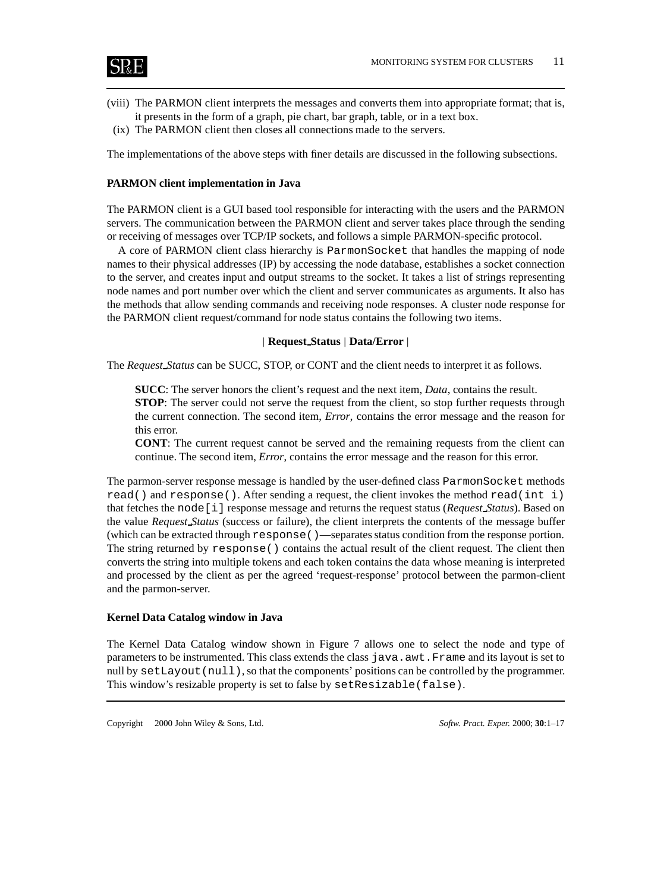(viii) The PARMON client interprets the messages and converts them into appropriate format; that is, it presents in the form of a graph, pie chart, bar graph, table, or in a text box.

(ix) The PARMON client then closes all connections made to the servers.

The implementations of the above steps with finer details are discussed in the following subsections.

### PARMON client implementation in Java

The PARMON client is a GUI based tool responsible for interacting with the users and the PARMON servers. The communication between the PARMON client and server takes place through the sending or receiving of messages over TCP/IP sockets, and follows a simple PARMON-specific protocol.

A core of PARMON client class hierarchy is `ParmonSocket` that handles the mapping of node names to their physical addresses (IP) by accessing the node database, establishes a socket connection to the server, and creates input and output streams to the socket. It takes a list of strings representing node names and port number over which the client and server communicates as arguments. It also has the methods that allow sending commands and receiving node responses. A cluster node response for the PARMON client request/command for node status contains the following two items.

| **Request_Status** | **Data/Error** |

The *Request_Status* can be SUCC, STOP, or CONT and the client needs to interpret it as follows.

**SUCC**: The server honors the client's request and the next item, *Data*, contains the result.
**STOP**: The server could not serve the request from the client, so stop further requests through the current connection. The second item, *Error*, contains the error message and the reason for this error.
**CONT**: The current request cannot be served and the remaining requests from the client can continue. The second item, *Error*, contains the error message and the reason for this error.

The parmon-server response message is handled by the user-defined class `ParmonSocket` methods `read()` and `response()`. After sending a request, the client invokes the method `read(int i)` that fetches the `node[i]` response message and returns the request status (*Request_Status*). Based on the value *Request_Status* (success or failure), the client interprets the contents of the message buffer (which can be extracted through `response()`—separates status condition from the response portion. The string returned by `response()` contains the actual result of the client request. The client then converts the string into multiple tokens and each token contains the data whose meaning is interpreted and processed by the client as per the agreed 'request-response' protocol between the parmon-client and the parmon-server.

### Kernel Data Catalog window in Java

The Kernel Data Catalog window shown in Figure 7 allows one to select the node and type of parameters to be instrumented. This class extends the class `java.awt.Frame` and its layout is set to null by `setLayout(null)`, so that the components' positions can be controlled by the programmer. This window's resizable property is set to false by `setResizable(false)`.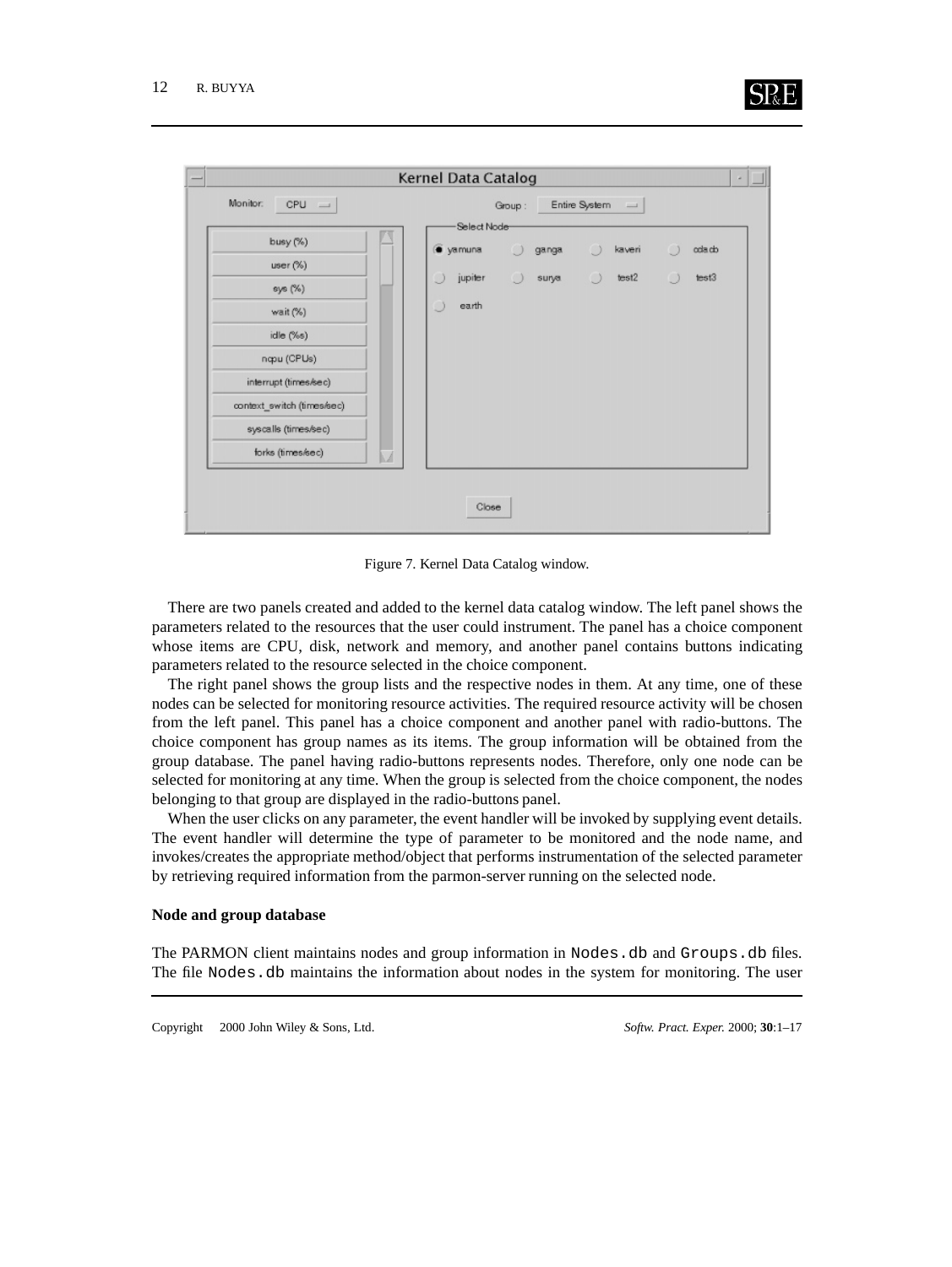Figure 7. Kernel Data Catalog window.

There are two panels created and added to the kernel data catalog window. The left panel shows the parameters related to the resources that the user could instrument. The panel has a choice component whose items are CPU, disk, network and memory, and another panel contains buttons indicating parameters related to the resource selected in the choice component.

The right panel shows the group lists and the respective nodes in them. At any time, one of these nodes can be selected for monitoring resource activities. The required resource activity will be chosen from the left panel. This panel has a choice component and another panel with radio-buttons. The choice component has group names as its items. The group information will be obtained from the group database. The panel having radio-buttons represents nodes. Therefore, only one node can be selected for monitoring at any time. When the group is selected from the choice component, the nodes belonging to that group are displayed in the radio-buttons panel.

When the user clicks on any parameter, the event handler will be invoked by supplying event details. The event handler will determine the type of parameter to be monitored and the node name, and invokes/creates the appropriate method/object that performs instrumentation of the selected parameter by retrieving required information from the parmon-server running on the selected node.

### Node and group database

The PARMON client maintains nodes and group information in `Nodes.db` and `Groups.db` files. The file `Nodes.db` maintains the information about nodes in the system for monitoring. The user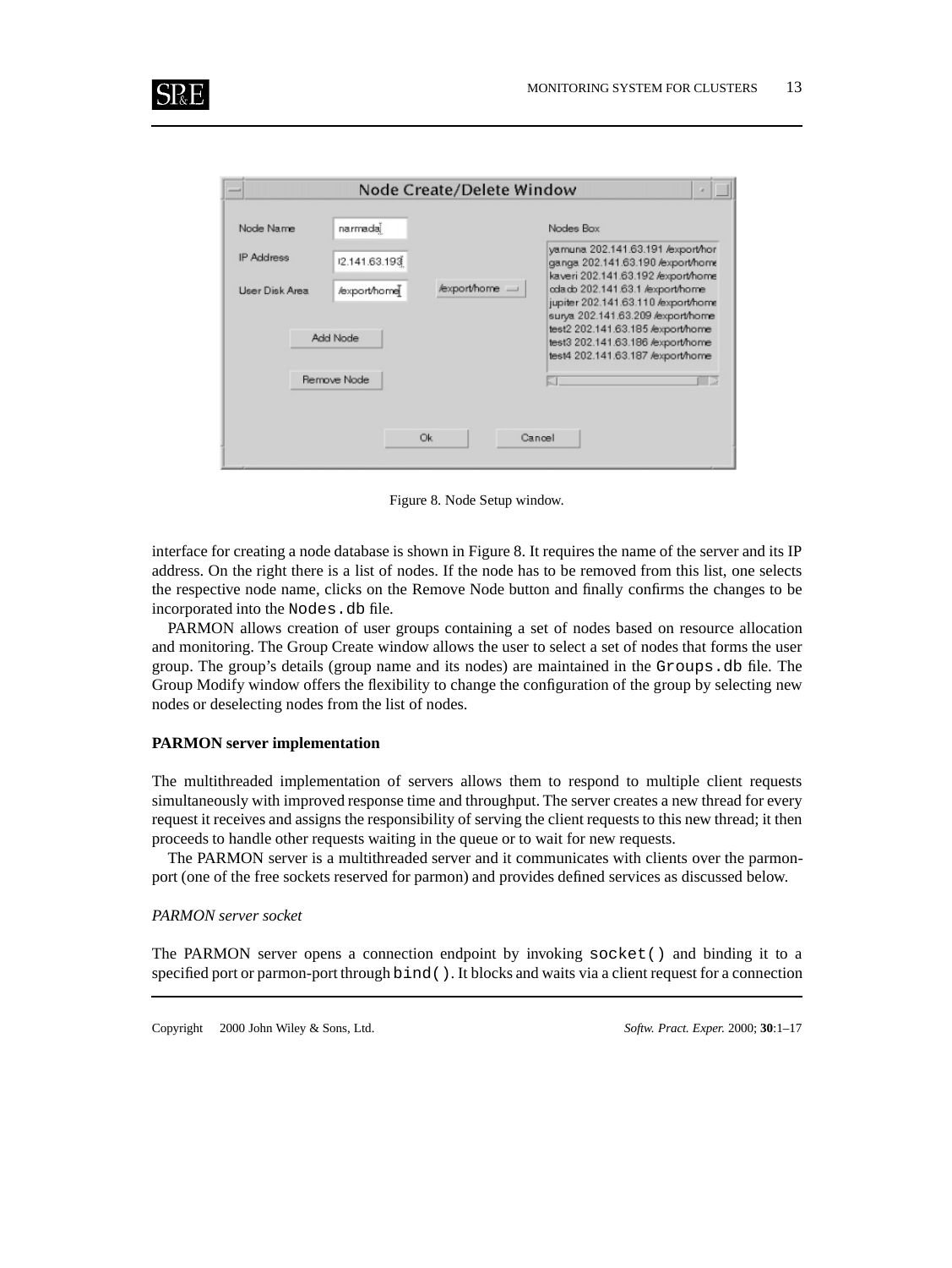Figure 8. Node Setup window.

interface for creating a node database is shown in Figure 8. It requires the name of the server and its IP address. On the right there is a list of nodes. If the node has to be removed from this list, one selects the respective node name, clicks on the Remove Node button and finally confirms the changes to be incorporated into the `Nodes.db` file.

PARMON allows creation of user groups containing a set of nodes based on resource allocation and monitoring. The Group Create window allows the user to select a set of nodes that forms the user group. The group's details (group name and its nodes) are maintained in the `Groups.db` file. The Group Modify window offers the flexibility to change the configuration of the group by selecting new nodes or deselecting nodes from the list of nodes.

### PARMON server implementation

The multithreaded implementation of servers allows them to respond to multiple client requests simultaneously with improved response time and throughput. The server creates a new thread for every request it receives and assigns the responsibility of serving the client requests to this new thread; it then proceeds to handle other requests waiting in the queue or to wait for new requests.

The PARMON server is a multithreaded server and it communicates with clients over the parmon-port (one of the free sockets reserved for parmon) and provides defined services as discussed below.

#### *PARMON server socket*

The PARMON server opens a connection endpoint by invoking `socket()` and binding it to a specified port or parmon-port through `bind()`. It blocks and waits via a client request for a connection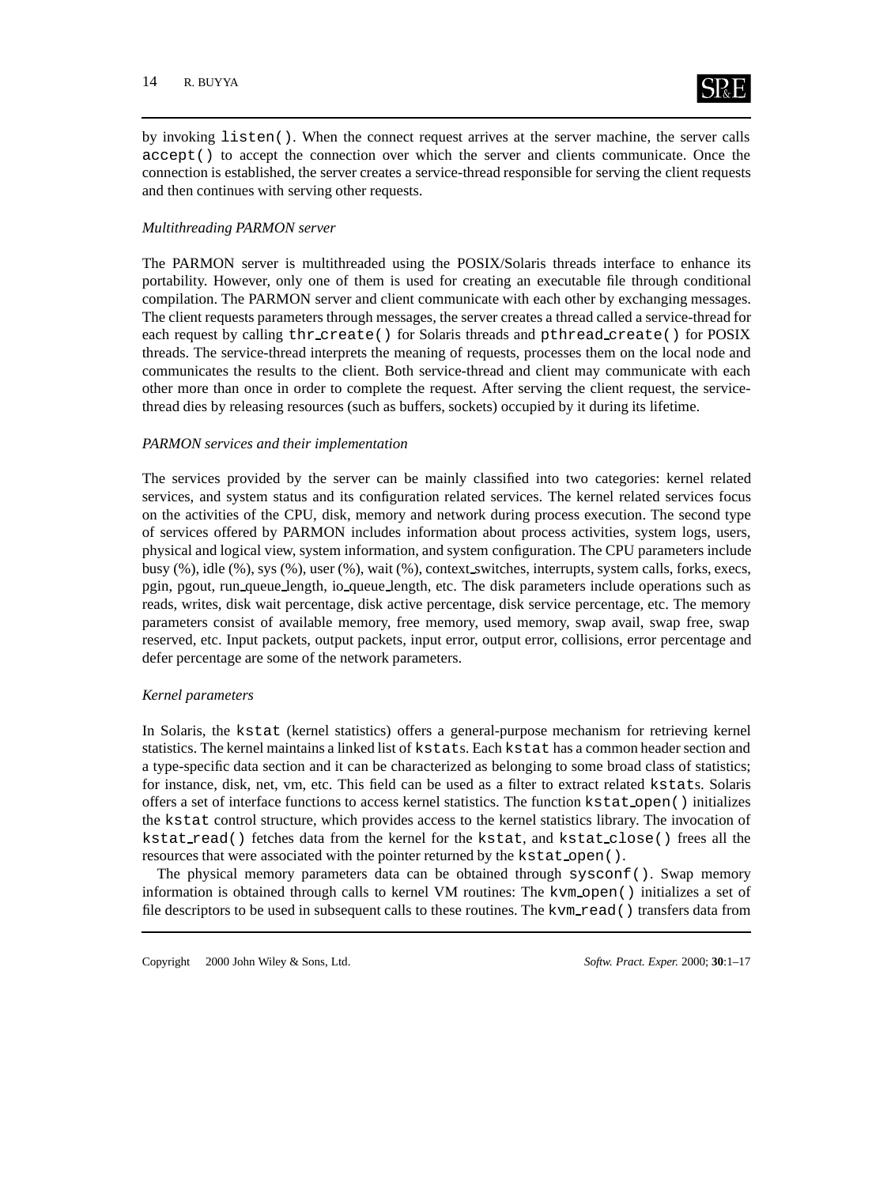by invoking `listen()`. When the connect request arrives at the server machine, the server calls `accept()` to accept the connection over which the server and clients communicate. Once the connection is established, the server creates a service-thread responsible for serving the client requests and then continues with serving other requests.

*Multithreading PARMON server*

The PARMON server is multithreaded using the POSIX/Solaris threads interface to enhance its portability. However, only one of them is used for creating an executable file through conditional compilation. The PARMON server and client communicate with each other by exchanging messages. The client requests parameters through messages, the server creates a thread called a service-thread for each request by calling `thr_create()` for Solaris threads and `pthread_create()` for POSIX threads. The service-thread interprets the meaning of requests, processes them on the local node and communicates the results to the client. Both service-thread and client may communicate with each other more than once in order to complete the request. After serving the client request, the service-thread dies by releasing resources (such as buffers, sockets) occupied by it during its lifetime.

*PARMON services and their implementation*

The services provided by the server can be mainly classified into two categories: kernel related services, and system status and its configuration related services. The kernel related services focus on the activities of the CPU, disk, memory and network during process execution. The second type of services offered by PARMON includes information about process activities, system logs, users, physical and logical view, system information, and system configuration. The CPU parameters include busy (%), idle (%), sys (%), user (%), wait (%), context_switches, interrupts, system calls, forks, execs, pgin, pgout, run_queue_length, io_queue_length, etc. The disk parameters include operations such as reads, writes, disk wait percentage, disk active percentage, disk service percentage, etc. The memory parameters consist of available memory, free memory, used memory, swap avail, swap free, swap reserved, etc. Input packets, output packets, input error, output error, collisions, error percentage and defer percentage are some of the network parameters.

*Kernel parameters*

In Solaris, the `kstat` (kernel statistics) offers a general-purpose mechanism for retrieving kernel statistics. The kernel maintains a linked list of `kstat`s. Each `kstat` has a common header section and a type-specific data section and it can be characterized as belonging to some broad class of statistics; for instance, disk, net, vm, etc. This field can be used as a filter to extract related `kstat`s. Solaris offers a set of interface functions to access kernel statistics. The function `kstat_open()` initializes the `kstat` control structure, which provides access to the kernel statistics library. The invocation of `kstat_read()` fetches data from the kernel for the `kstat`, and `kstat_close()` frees all the resources that were associated with the pointer returned by the `kstat_open()`.

The physical memory parameters data can be obtained through `sysconf()`. Swap memory information is obtained through calls to kernel VM routines: The `kvm_open()` initializes a set of file descriptors to be used in subsequent calls to these routines. The `kvm_read()` transfers data from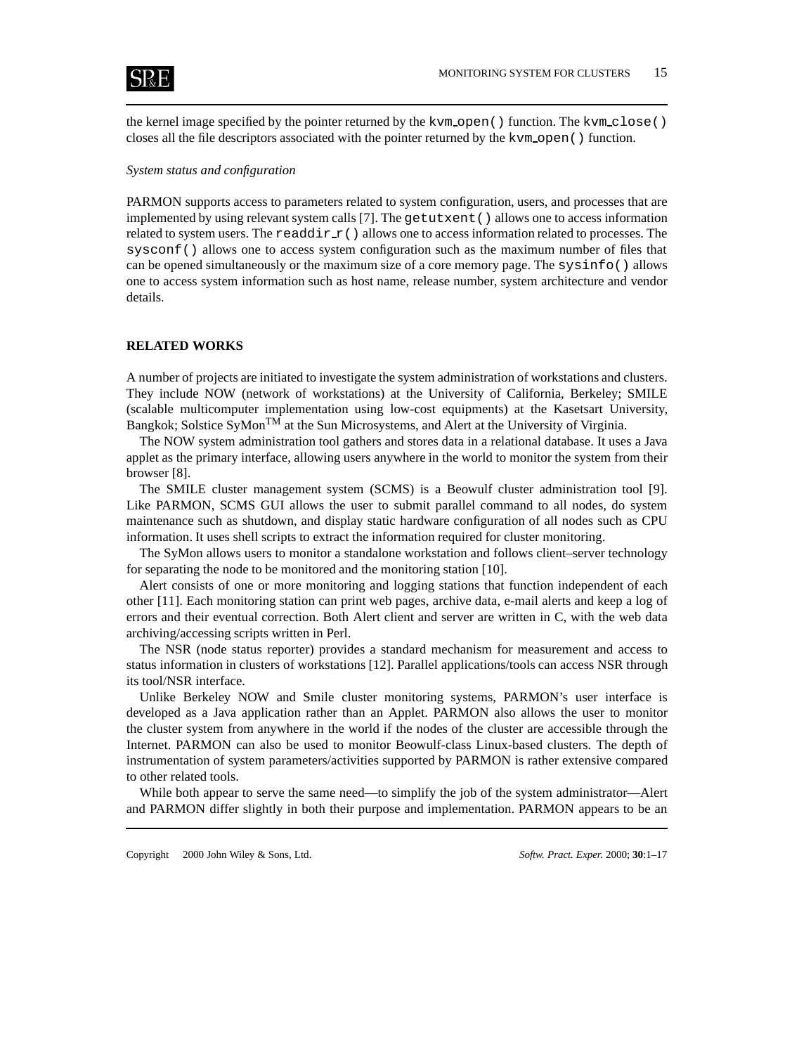the kernel image specified by the pointer returned by the `kvm_open()` function. The `kvm_close()` closes all the file descriptors associated with the pointer returned by the `kvm_open()` function.

*System status and configuration*

PARMON supports access to parameters related to system configuration, users, and processes that are implemented by using relevant system calls [7]. The `getutxent()` allows one to access information related to system users. The `readdir_r()` allows one to access information related to processes. The `sysconf()` allows one to access system configuration such as the maximum number of files that can be opened simultaneously or the maximum size of a core memory page. The `sysinfo()` allows one to access system information such as host name, release number, system architecture and vendor details.

## RELATED WORKS

A number of projects are initiated to investigate the system administration of workstations and clusters. They include NOW (network of workstations) at the University of California, Berkeley; SMILE (scalable multicomputer implementation using low-cost equipments) at the Kasetsart University, Bangkok; Solstice SyMon™ at the Sun Microsystems, and Alert at the University of Virginia.

The NOW system administration tool gathers and stores data in a relational database. It uses a Java applet as the primary interface, allowing users anywhere in the world to monitor the system from their browser [8].

The SMILE cluster management system (SCMS) is a Beowulf cluster administration tool [9]. Like PARMON, SCMS GUI allows the user to submit parallel command to all nodes, do system maintenance such as shutdown, and display static hardware configuration of all nodes such as CPU information. It uses shell scripts to extract the information required for cluster monitoring.

The SyMon allows users to monitor a standalone workstation and follows client–server technology for separating the node to be monitored and the monitoring station [10].

Alert consists of one or more monitoring and logging stations that function independent of each other [11]. Each monitoring station can print web pages, archive data, e-mail alerts and keep a log of errors and their eventual correction. Both Alert client and server are written in C, with the web data archiving/accessing scripts written in Perl.

The NSR (node status reporter) provides a standard mechanism for measurement and access to status information in clusters of workstations [12]. Parallel applications/tools can access NSR through its tool/NSR interface.

Unlike Berkeley NOW and Smile cluster monitoring systems, PARMON's user interface is developed as a Java application rather than an Applet. PARMON also allows the user to monitor the cluster system from anywhere in the world if the nodes of the cluster are accessible through the Internet. PARMON can also be used to monitor Beowulf-class Linux-based clusters. The depth of instrumentation of system parameters/activities supported by PARMON is rather extensive compared to other related tools.

While both appear to serve the same need—to simplify the job of the system administrator—Alert and PARMON differ slightly in both their purpose and implementation. PARMON appears to be an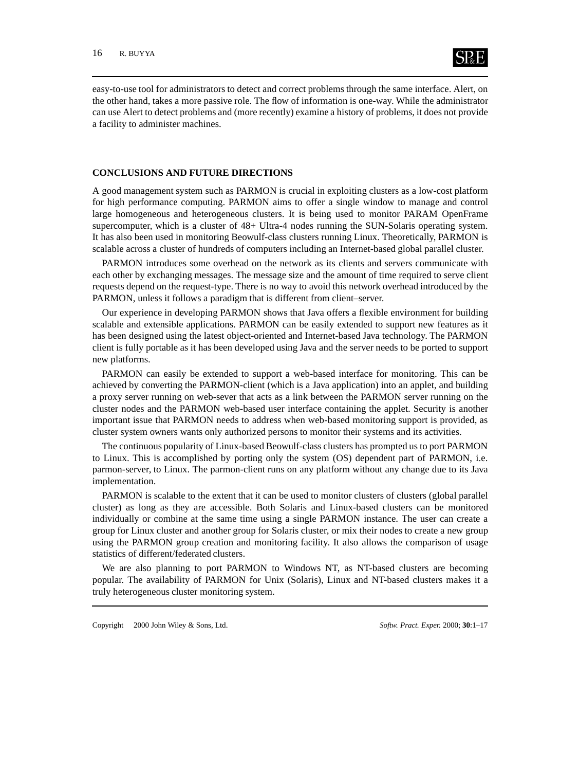easy-to-use tool for administrators to detect and correct problems through the same interface. Alert, on the other hand, takes a more passive role. The flow of information is one-way. While the administrator can use Alert to detect problems and (more recently) examine a history of problems, it does not provide a facility to administer machines.

## CONCLUSIONS AND FUTURE DIRECTIONS

A good management system such as PARMON is crucial in exploiting clusters as a low-cost platform for high performance computing. PARMON aims to offer a single window to manage and control large homogeneous and heterogeneous clusters. It is being used to monitor PARAM OpenFrame supercomputer, which is a cluster of 48+ Ultra-4 nodes running the SUN-Solaris operating system. It has also been used in monitoring Beowulf-class clusters running Linux. Theoretically, PARMON is scalable across a cluster of hundreds of computers including an Internet-based global parallel cluster.

PARMON introduces some overhead on the network as its clients and servers communicate with each other by exchanging messages. The message size and the amount of time required to serve client requests depend on the request-type. There is no way to avoid this network overhead introduced by the PARMON, unless it follows a paradigm that is different from client–server.

Our experience in developing PARMON shows that Java offers a flexible environment for building scalable and extensible applications. PARMON can be easily extended to support new features as it has been designed using the latest object-oriented and Internet-based Java technology. The PARMON client is fully portable as it has been developed using Java and the server needs to be ported to support new platforms.

PARMON can easily be extended to support a web-based interface for monitoring. This can be achieved by converting the PARMON-client (which is a Java application) into an applet, and building a proxy server running on web-sever that acts as a link between the PARMON server running on the cluster nodes and the PARMON web-based user interface containing the applet. Security is another important issue that PARMON needs to address when web-based monitoring support is provided, as cluster system owners wants only authorized persons to monitor their systems and its activities.

The continuous popularity of Linux-based Beowulf-class clusters has prompted us to port PARMON to Linux. This is accomplished by porting only the system (OS) dependent part of PARMON, i.e. parmon-server, to Linux. The parmon-client runs on any platform without any change due to its Java implementation.

PARMON is scalable to the extent that it can be used to monitor clusters of clusters (global parallel cluster) as long as they are accessible. Both Solaris and Linux-based clusters can be monitored individually or combine at the same time using a single PARMON instance. The user can create a group for Linux cluster and another group for Solaris cluster, or mix their nodes to create a new group using the PARMON group creation and monitoring facility. It also allows the comparison of usage statistics of different/federated clusters.

We are also planning to port PARMON to Windows NT, as NT-based clusters are becoming popular. The availability of PARMON for Unix (Solaris), Linux and NT-based clusters makes it a truly heterogeneous cluster monitoring system.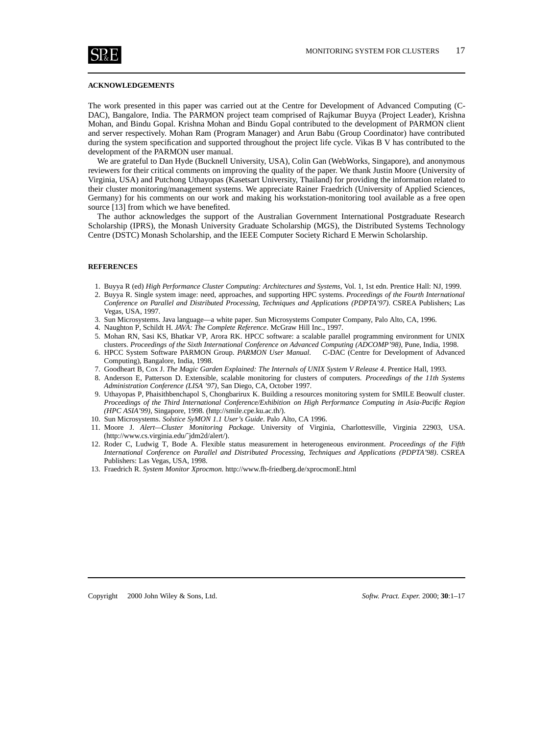## ACKNOWLEDGEMENTS

The work presented in this paper was carried out at the Centre for Development of Advanced Computing (C-DAC), Bangalore, India. The PARMON project team comprised of Rajkumar Buyya (Project Leader), Krishna Mohan, and Bindu Gopal. Krishna Mohan and Bindu Gopal contributed to the development of PARMON client and server respectively. Mohan Ram (Program Manager) and Arun Babu (Group Coordinator) have contributed during the system specification and supported throughout the project life cycle. Vikas B V has contributed to the development of the PARMON user manual.

We are grateful to Dan Hyde (Bucknell University, USA), Colin Gan (WebWorks, Singapore), and anonymous reviewers for their critical comments on improving the quality of the paper. We thank Justin Moore (University of Virginia, USA) and Putchong Uthayopas (Kasetsart University, Thailand) for providing the information related to their cluster monitoring/management systems. We appreciate Rainer Fraedrich (University of Applied Sciences, Germany) for his comments on our work and making his workstation-monitoring tool available as a free open source [13] from which we have benefited.

The author acknowledges the support of the Australian Government International Postgraduate Research Scholarship (IPRS), the Monash University Graduate Scholarship (MGS), the Distributed Systems Technology Centre (DSTC) Monash Scholarship, and the IEEE Computer Society Richard E Merwin Scholarship.

## REFERENCES

1. Buyya R (ed) *High Performance Cluster Computing: Architectures and Systems*, Vol. 1, 1st edn. Prentice Hall: NJ, 1999.
2. Buyya R. Single system image: need, approaches, and supporting HPC systems. *Proceedings of the Fourth International Conference on Parallel and Distributed Processing, Techniques and Applications (PDPTA'97)*. CSREA Publishers; Las Vegas, USA, 1997.
3. Sun Microsystems. Java language—a white paper. Sun Microsystems Computer Company, Palo Alto, CA, 1996.
4. Naughton P, Schildt H. *JAVA: The Complete Reference*. McGraw Hill Inc., 1997.
5. Mohan RN, Sasi KS, Bhatkar VP, Arora RK. HPCC software: a scalable parallel programming environment for UNIX clusters. *Proceedings of the Sixth International Conference on Advanced Computing (ADCOMP'98)*, Pune, India, 1998.
6. HPCC System Software PARMON Group. *PARMON User Manual*. C-DAC (Centre for Development of Advanced Computing), Bangalore, India, 1998.
7. Goodheart B, Cox J. *The Magic Garden Explained: The Internals of UNIX System V Release 4*. Prentice Hall, 1993.
8. Anderson E, Patterson D. Extensible, scalable monitoring for clusters of computers. *Proceedings of the 11th Systems Administration Conference (LISA '97)*, San Diego, CA, October 1997.
9. Uthayopas P, Phaisithbenchapol S, Chongbarirux K. Building a resources monitoring system for SMILE Beowulf cluster. *Proceedings of the Third International Conference/Exhibition on High Performance Computing in Asia-Pacific Region (HPC ASIA'99)*, Singapore, 1998. (http://smile.cpe.ku.ac.th/).
10. Sun Microsystems. *Solstice SyMON 1.1 User's Guide*. Palo Alto, CA 1996.
11. Moore J. *Alert—Cluster Monitoring Package*. University of Virginia, Charlottesville, Virginia 22903, USA. (http://www.cs.virginia.edu/~jdm2d/alert/).
12. Roder C, Ludwig T, Bode A. Flexible status measurement in heterogeneous environment. *Proceedings of the Fifth International Conference on Parallel and Distributed Processing, Techniques and Applications (PDPTA'98)*. CSREA Publishers: Las Vegas, USA, 1998.
13. Fraedrich R. *System Monitor Xprocmon*. http://www.fh-friedberg.de/xprocmonE.html